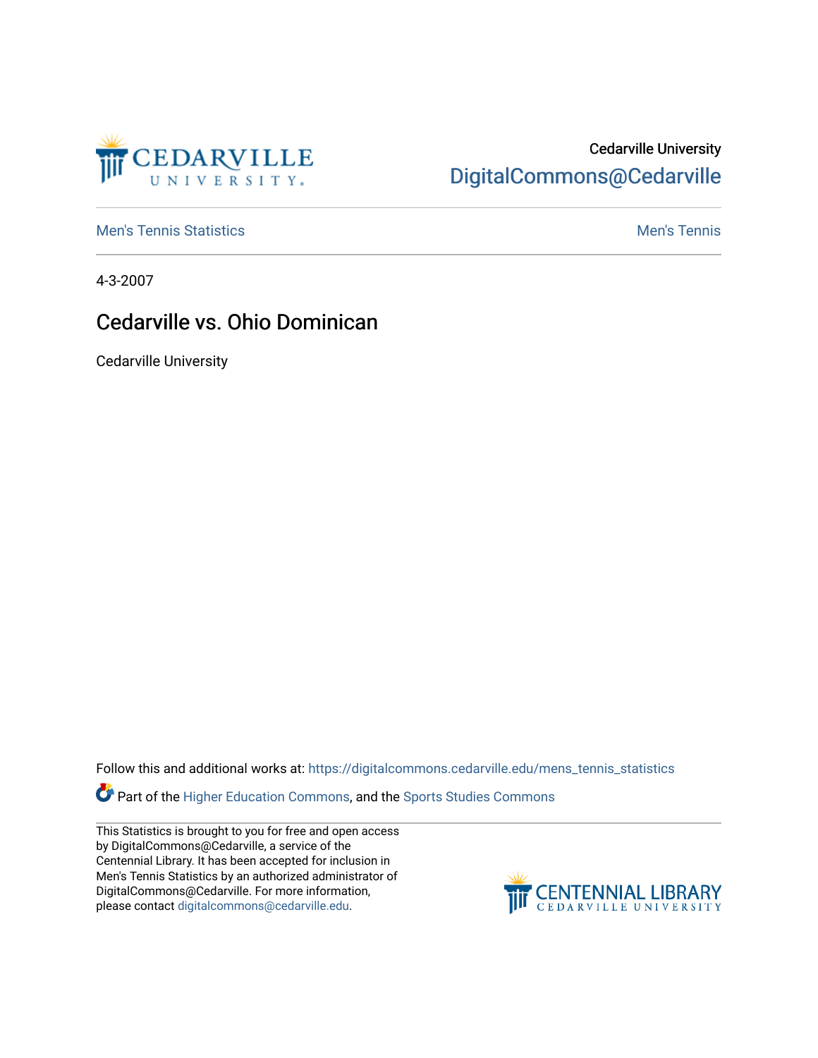Cedarville University
DigitalCommons@Cedarville

Men's Tennis Statistics | Men's Tennis

4-3-2007

# Cedarville vs. Ohio Dominican

Cedarville University

Follow this and additional works at: https://digitalcommons.cedarville.edu/mens_tennis_statistics

Part of the Higher Education Commons, and the Sports Studies Commons

This Statistics is brought to you for free and open access by DigitalCommons@Cedarville, a service of the Centennial Library. It has been accepted for inclusion in Men's Tennis Statistics by an authorized administrator of DigitalCommons@Cedarville. For more information, please contact digitalcommons@cedarville.edu.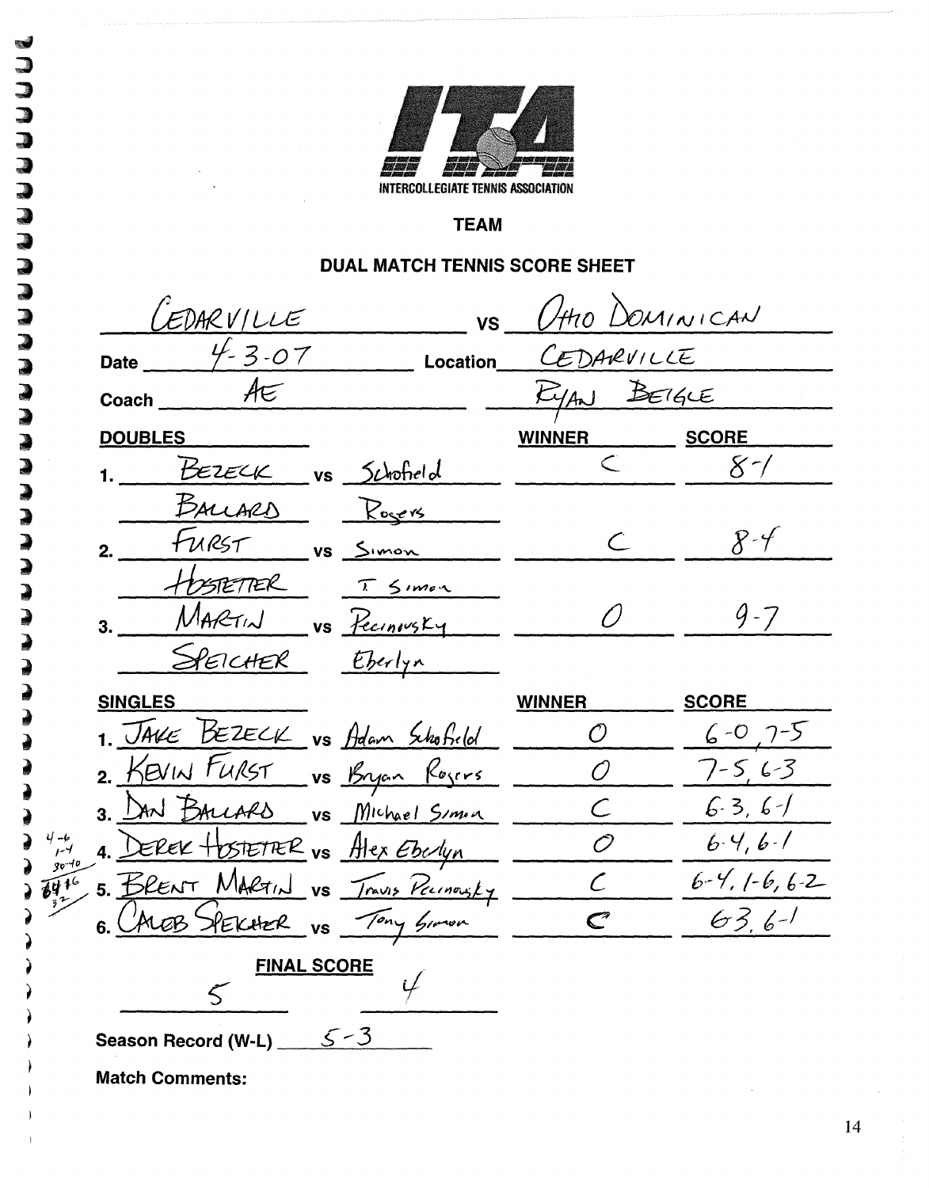# ITA

INTERCOLLEGIATE TENNIS ASSOCIATION

## TEAM

## DUAL MATCH TENNIS SCORE SHEET

CEDARVILLE vs OHIO DOMINICAN

Date 4-3-07 Location CEDARVILLE

Coach AE RYAN BEIGLE

| DOUBLES | | | WINNER | SCORE |
|---|---|---|---|---|
| 1. BEZECK / BALLARD | vs | Schofield / Rogers | C | 8-1 |
| 2. FURST / HOSTETTER | vs | Simon / T Simon | C | 8-4 |
| 3. MARTIN / SPEICHER | vs | Pecinovsky / Eberlyn | O | 9-7 |

| SINGLES | | | WINNER | SCORE |
|---|---|---|---|---|
| 1. JAKE BEZECK | vs | Adam Schofield | O | 6-0, 7-5 |
| 2. KEVIN FURST | vs | Bryan Rogers | O | 7-5, 6-3 |
| 3. DAN BALLARD | vs | Michael Simon | C | 6-3, 6-1 |
| 4. DEREK HOSTETTER | vs | Alex Eberlyn | O | 6-4, 6-1 |
| 5. BRENT MARTIN | vs | Travis Pecinovsky | C | 6-4, 1-6, 6-2 |
| 6. CALEB SPEICHER | vs | Tony Simon | C | 6-3, 6-1 |

4-6
1-4
30-40
64 16
32

**FINAL SCORE**

5 4

Season Record (W-L) 5-3

Match Comments: